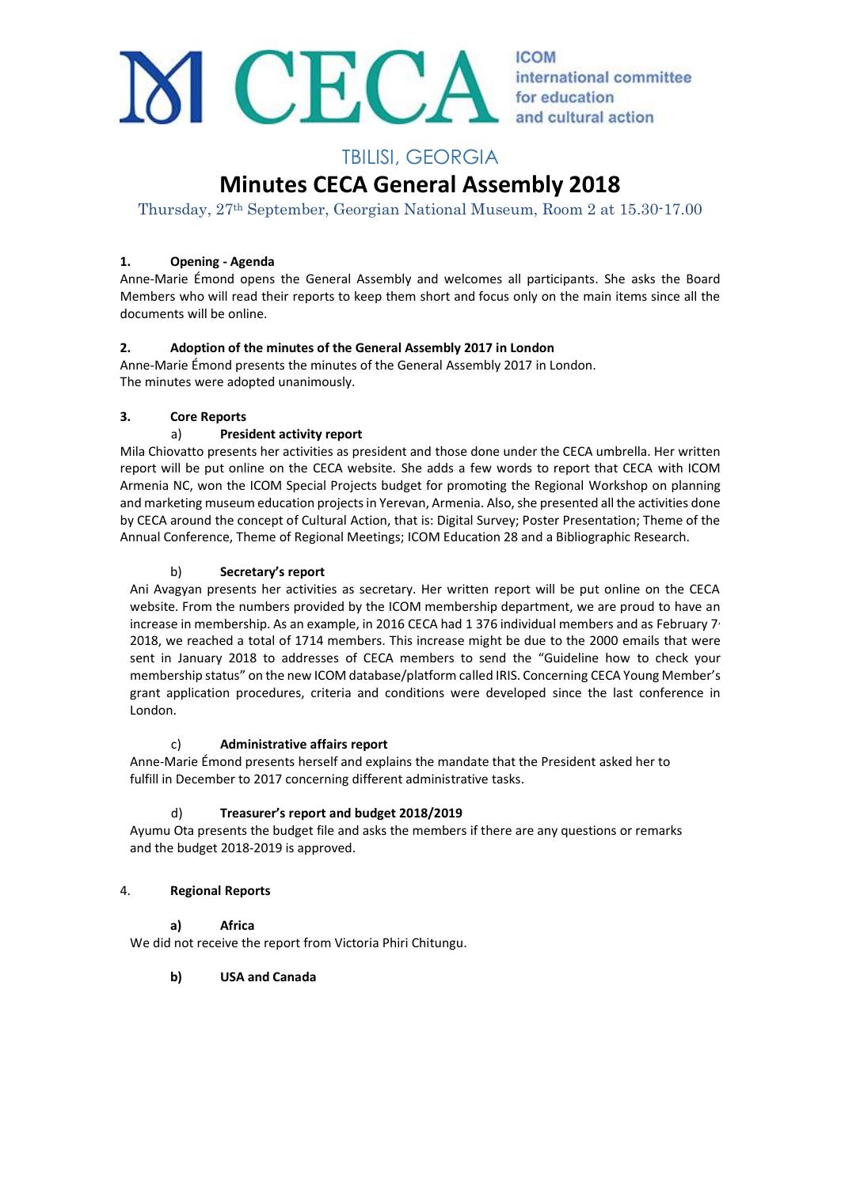# CECA

ICOM international committee for education and cultural action

TBILISI, GEORGIA

## Minutes CECA General Assembly 2018

Thursday, 27th September, Georgian National Museum, Room 2 at 15.30-17.00

### 1. Opening - Agenda

Anne-Marie Émond opens the General Assembly and welcomes all participants. She asks the Board Members who will read their reports to keep them short and focus only on the main items since all the documents will be online.

### 2. Adoption of the minutes of the General Assembly 2017 in London

Anne-Marie Émond presents the minutes of the General Assembly 2017 in London.
The minutes were adopted unanimously.

### 3. Core Reports

#### a) President activity report

Mila Chiovatto presents her activities as president and those done under the CECA umbrella. Her written report will be put online on the CECA website. She adds a few words to report that CECA with ICOM Armenia NC, won the ICOM Special Projects budget for promoting the Regional Workshop on planning and marketing museum education projects in Yerevan, Armenia. Also, she presented all the activities done by CECA around the concept of Cultural Action, that is: Digital Survey; Poster Presentation; Theme of the Annual Conference, Theme of Regional Meetings; ICOM Education 28 and a Bibliographic Research.

#### b) Secretary's report

Ani Avagyan presents her activities as secretary. Her written report will be put online on the CECA website. From the numbers provided by the ICOM membership department, we are proud to have an increase in membership. As an example, in 2016 CECA had 1 376 individual members and as February 7, 2018, we reached a total of 1714 members. This increase might be due to the 2000 emails that were sent in January 2018 to addresses of CECA members to send the "Guideline how to check your membership status" on the new ICOM database/platform called IRIS. Concerning CECA Young Member's grant application procedures, criteria and conditions were developed since the last conference in London.

#### c) Administrative affairs report

Anne-Marie Émond presents herself and explains the mandate that the President asked her to fulfill in December to 2017 concerning different administrative tasks.

#### d) Treasurer's report and budget 2018/2019

Ayumu Ota presents the budget file and asks the members if there are any questions or remarks and the budget 2018-2019 is approved.

### 4. Regional Reports

#### a) Africa

We did not receive the report from Victoria Phiri Chitungu.

#### b) USA and Canada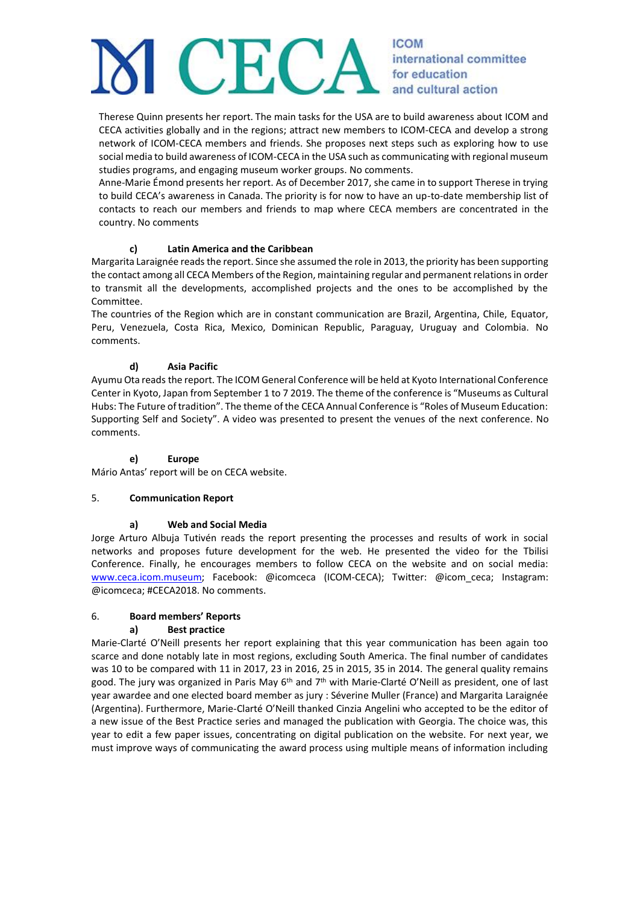Therese Quinn presents her report. The main tasks for the USA are to build awareness about ICOM and CECA activities globally and in the regions; attract new members to ICOM-CECA and develop a strong network of ICOM-CECA members and friends. She proposes next steps such as exploring how to use social media to build awareness of ICOM-CECA in the USA such as communicating with regional museum studies programs, and engaging museum worker groups. No comments.

Anne-Marie Émond presents her report. As of December 2017, she came in to support Therese in trying to build CECA's awareness in Canada. The priority is for now to have an up-to-date membership list of contacts to reach our members and friends to map where CECA members are concentrated in the country. No comments

#### c) Latin America and the Caribbean

Margarita Laraignée reads the report. Since she assumed the role in 2013, the priority has been supporting the contact among all CECA Members of the Region, maintaining regular and permanent relations in order to transmit all the developments, accomplished projects and the ones to be accomplished by the Committee.

The countries of the Region which are in constant communication are Brazil, Argentina, Chile, Equator, Peru, Venezuela, Costa Rica, Mexico, Dominican Republic, Paraguay, Uruguay and Colombia. No comments.

#### d) Asia Pacific

Ayumu Ota reads the report. The ICOM General Conference will be held at Kyoto International Conference Center in Kyoto, Japan from September 1 to 7 2019. The theme of the conference is "Museums as Cultural Hubs: The Future of tradition". The theme of the CECA Annual Conference is "Roles of Museum Education: Supporting Self and Society". A video was presented to present the venues of the next conference. No comments.

#### e) Europe

Mário Antas' report will be on CECA website.

### 5. Communication Report

#### a) Web and Social Media

Jorge Arturo Albuja Tutivén reads the report presenting the processes and results of work in social networks and proposes future development for the web. He presented the video for the Tbilisi Conference. Finally, he encourages members to follow CECA on the website and on social media: www.ceca.icom.museum; Facebook: @icomceca (ICOM-CECA); Twitter: @icom_ceca; Instagram: @icomceca; #CECA2018. No comments.

### 6. Board members' Reports

#### a) Best practice

Marie-Clarté O'Neill presents her report explaining that this year communication has been again too scarce and done notably late in most regions, excluding South America. The final number of candidates was 10 to be compared with 11 in 2017, 23 in 2016, 25 in 2015, 35 in 2014. The general quality remains good. The jury was organized in Paris May 6th and 7th with Marie-Clarté O'Neill as president, one of last year awardee and one elected board member as jury : Séverine Muller (France) and Margarita Laraignée (Argentina). Furthermore, Marie-Clarté O'Neill thanked Cinzia Angelini who accepted to be the editor of a new issue of the Best Practice series and managed the publication with Georgia. The choice was, this year to edit a few paper issues, concentrating on digital publication on the website. For next year, we must improve ways of communicating the award process using multiple means of information including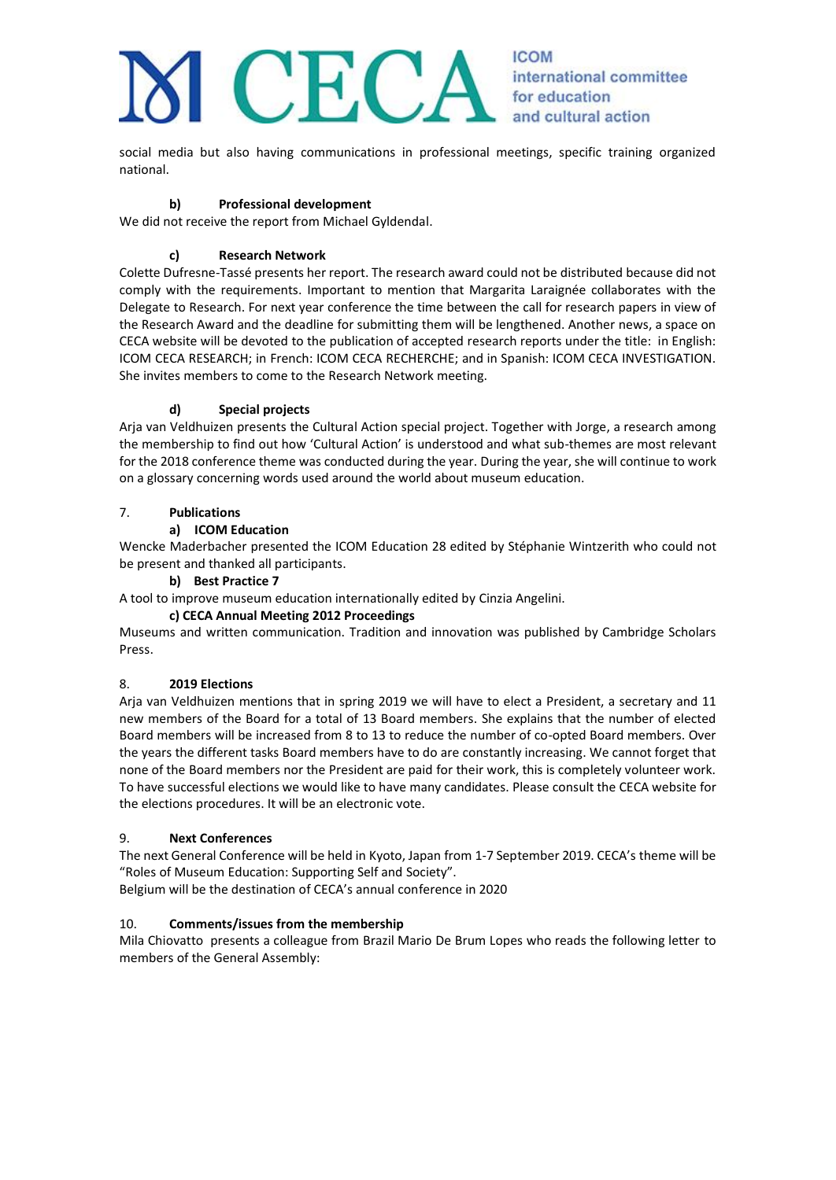social media but also having communications in professional meetings, specific training organized national.

**b) Professional development**

We did not receive the report from Michael Gyldendal.

**c) Research Network**

Colette Dufresne-Tassé presents her report. The research award could not be distributed because did not comply with the requirements. Important to mention that Margarita Laraignée collaborates with the Delegate to Research. For next year conference the time between the call for research papers in view of the Research Award and the deadline for submitting them will be lengthened. Another news, a space on CECA website will be devoted to the publication of accepted research reports under the title: in English: ICOM CECA RESEARCH; in French: ICOM CECA RECHERCHE; and in Spanish: ICOM CECA INVESTIGATION. She invites members to come to the Research Network meeting.

**d) Special projects**

Arja van Veldhuizen presents the Cultural Action special project. Together with Jorge, a research among the membership to find out how 'Cultural Action' is understood and what sub-themes are most relevant for the 2018 conference theme was conducted during the year. During the year, she will continue to work on a glossary concerning words used around the world about museum education.

## 7. Publications

**a) ICOM Education**

Wencke Maderbacher presented the ICOM Education 28 edited by Stéphanie Wintzerith who could not be present and thanked all participants.

**b) Best Practice 7**

A tool to improve museum education internationally edited by Cinzia Angelini.

**c) CECA Annual Meeting 2012 Proceedings**

Museums and written communication. Tradition and innovation was published by Cambridge Scholars Press.

## 8. 2019 Elections

Arja van Veldhuizen mentions that in spring 2019 we will have to elect a President, a secretary and 11 new members of the Board for a total of 13 Board members. She explains that the number of elected Board members will be increased from 8 to 13 to reduce the number of co-opted Board members. Over the years the different tasks Board members have to do are constantly increasing. We cannot forget that none of the Board members nor the President are paid for their work, this is completely volunteer work. To have successful elections we would like to have many candidates. Please consult the CECA website for the elections procedures. It will be an electronic vote.

## 9. Next Conferences

The next General Conference will be held in Kyoto, Japan from 1-7 September 2019. CECA's theme will be "Roles of Museum Education: Supporting Self and Society".

Belgium will be the destination of CECA's annual conference in 2020

## 10. Comments/issues from the membership

Mila Chiovatto presents a colleague from Brazil Mario De Brum Lopes who reads the following letter to members of the General Assembly: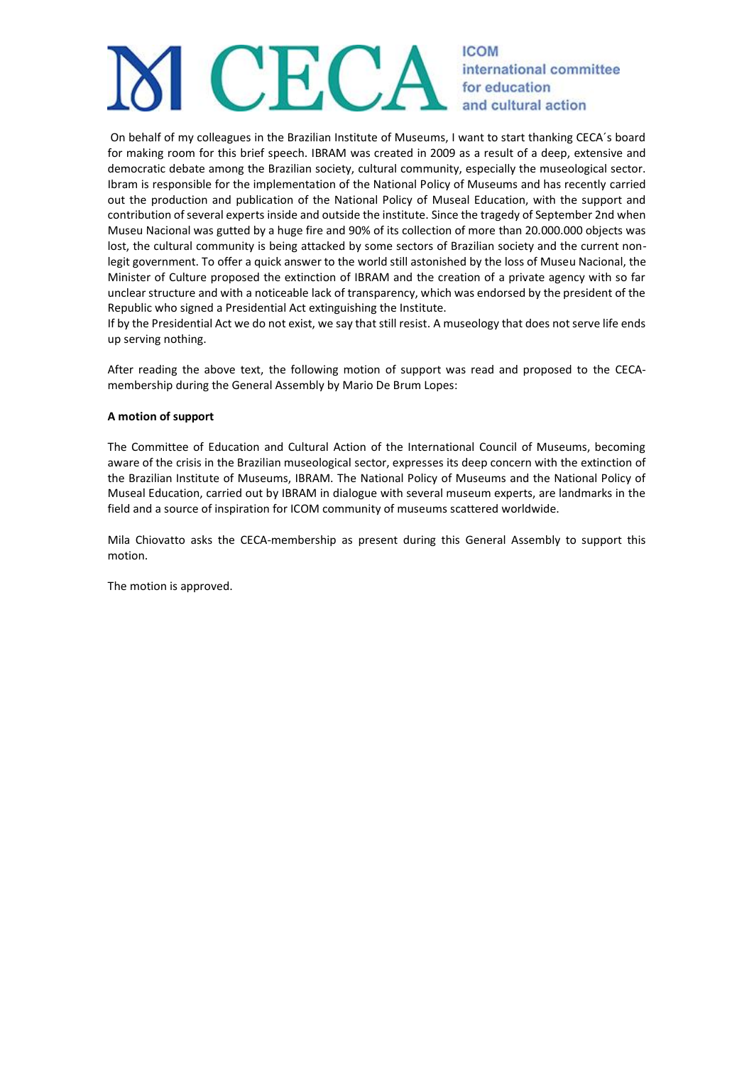On behalf of my colleagues in the Brazilian Institute of Museums, I want to start thanking CECA´s board for making room for this brief speech. IBRAM was created in 2009 as a result of a deep, extensive and democratic debate among the Brazilian society, cultural community, especially the museological sector. Ibram is responsible for the implementation of the National Policy of Museums and has recently carried out the production and publication of the National Policy of Museal Education, with the support and contribution of several experts inside and outside the institute. Since the tragedy of September 2nd when Museu Nacional was gutted by a huge fire and 90% of its collection of more than 20.000.000 objects was lost, the cultural community is being attacked by some sectors of Brazilian society and the current non-legit government. To offer a quick answer to the world still astonished by the loss of Museu Nacional, the Minister of Culture proposed the extinction of IBRAM and the creation of a private agency with so far unclear structure and with a noticeable lack of transparency, which was endorsed by the president of the Republic who signed a Presidential Act extinguishing the Institute.
If by the Presidential Act we do not exist, we say that still resist. A museology that does not serve life ends up serving nothing.

After reading the above text, the following motion of support was read and proposed to the CECA-membership during the General Assembly by Mario De Brum Lopes:

**A motion of support**

The Committee of Education and Cultural Action of the International Council of Museums, becoming aware of the crisis in the Brazilian museological sector, expresses its deep concern with the extinction of the Brazilian Institute of Museums, IBRAM. The National Policy of Museums and the National Policy of Museal Education, carried out by IBRAM in dialogue with several museum experts, are landmarks in the field and a source of inspiration for ICOM community of museums scattered worldwide.

Mila Chiovatto asks the CECA-membership as present during this General Assembly to support this motion.

The motion is approved.